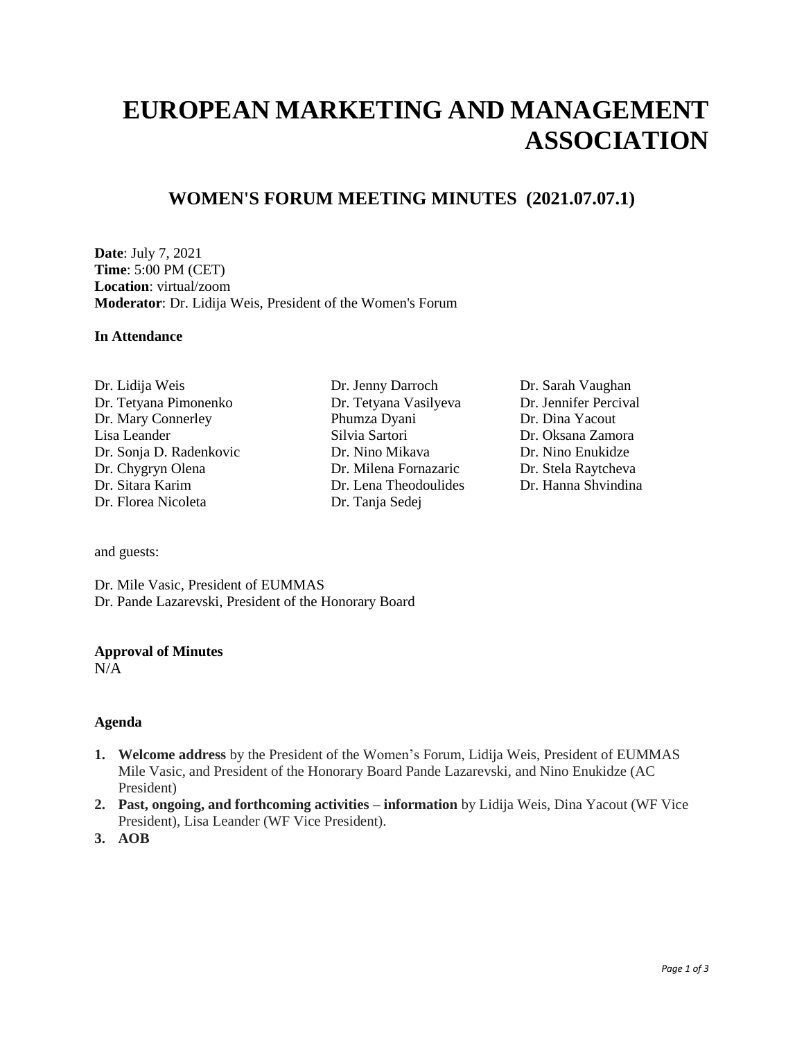# EUROPEAN MARKETING AND MANAGEMENT ASSOCIATION

## WOMEN'S FORUM MEETING MINUTES (2021.07.07.1)

**Date**: July 7, 2021
**Time**: 5:00 PM (CET)
**Location**: virtual/zoom
**Moderator**: Dr. Lidija Weis, President of the Women's Forum

**In Attendance**

Dr. Lidija Weis
Dr. Tetyana Pimonenko
Dr. Mary Connerley
Lisa Leander
Dr. Sonja D. Radenkovic
Dr. Chygryn Olena
Dr. Sitara Karim
Dr. Florea Nicoleta
Dr. Jenny Darroch
Dr. Tetyana Vasilyeva
Phumza Dyani
Silvia Sartori
Dr. Nino Mikava
Dr. Milena Fornazaric
Dr. Lena Theodoulides
Dr. Tanja Sedej
Dr. Sarah Vaughan
Dr. Jennifer Percival
Dr. Dina Yacout
Dr. Oksana Zamora
Dr. Nino Enukidze
Dr. Stela Raytcheva
Dr. Hanna Shvindina

and guests:

Dr. Mile Vasic, President of EUMMAS
Dr. Pande Lazarevski, President of the Honorary Board

**Approval of Minutes**
N/A

**Agenda**

1. **Welcome address** by the President of the Women's Forum, Lidija Weis, President of EUMMAS Mile Vasic, and President of the Honorary Board Pande Lazarevski, and Nino Enukidze (AC President)
2. **Past, ongoing, and forthcoming activities – information** by Lidija Weis, Dina Yacout (WF Vice President), Lisa Leander (WF Vice President).
3. **AOB**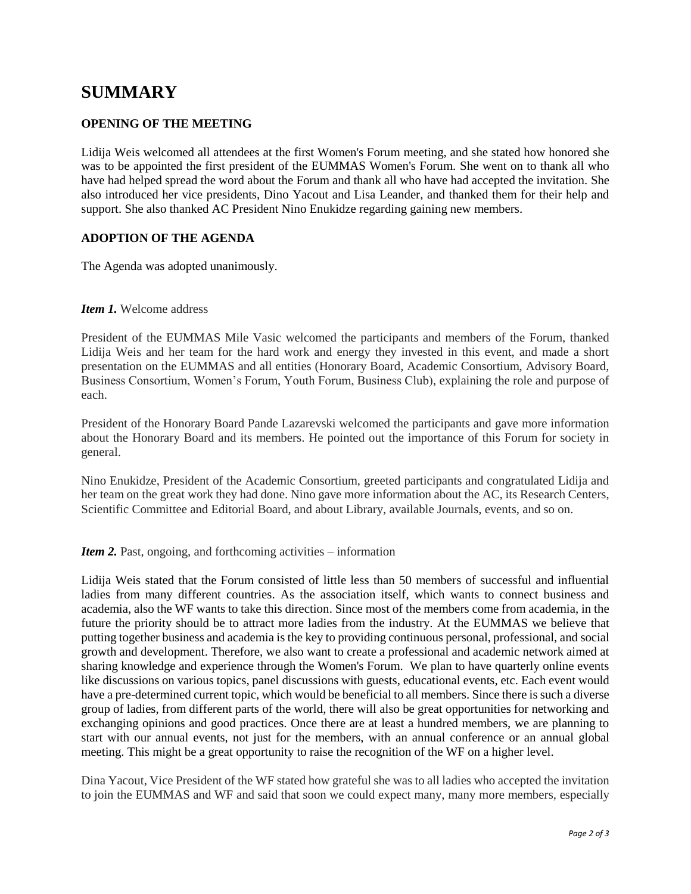# SUMMARY

**OPENING OF THE MEETING**

Lidija Weis welcomed all attendees at the first Women's Forum meeting, and she stated how honored she was to be appointed the first president of the EUMMAS Women's Forum. She went on to thank all who have had helped spread the word about the Forum and thank all who have had accepted the invitation. She also introduced her vice presidents, Dino Yacout and Lisa Leander, and thanked them for their help and support. She also thanked AC President Nino Enukidze regarding gaining new members.

**ADOPTION OF THE AGENDA**

The Agenda was adopted unanimously.

***Item 1.*** Welcome address

President of the EUMMAS Mile Vasic welcomed the participants and members of the Forum, thanked Lidija Weis and her team for the hard work and energy they invested in this event, and made a short presentation on the EUMMAS and all entities (Honorary Board, Academic Consortium, Advisory Board, Business Consortium, Women's Forum, Youth Forum, Business Club), explaining the role and purpose of each.

President of the Honorary Board Pande Lazarevski welcomed the participants and gave more information about the Honorary Board and its members. He pointed out the importance of this Forum for society in general.

Nino Enukidze, President of the Academic Consortium, greeted participants and congratulated Lidija and her team on the great work they had done. Nino gave more information about the AC, its Research Centers, Scientific Committee and Editorial Board, and about Library, available Journals, events, and so on.

***Item 2.*** Past, ongoing, and forthcoming activities – information

Lidija Weis stated that the Forum consisted of little less than 50 members of successful and influential ladies from many different countries. As the association itself, which wants to connect business and academia, also the WF wants to take this direction. Since most of the members come from academia, in the future the priority should be to attract more ladies from the industry. At the EUMMAS we believe that putting together business and academia is the key to providing continuous personal, professional, and social growth and development. Therefore, we also want to create a professional and academic network aimed at sharing knowledge and experience through the Women's Forum. We plan to have quarterly online events like discussions on various topics, panel discussions with guests, educational events, etc. Each event would have a pre-determined current topic, which would be beneficial to all members. Since there is such a diverse group of ladies, from different parts of the world, there will also be great opportunities for networking and exchanging opinions and good practices. Once there are at least a hundred members, we are planning to start with our annual events, not just for the members, with an annual conference or an annual global meeting. This might be a great opportunity to raise the recognition of the WF on a higher level.

Dina Yacout, Vice President of the WF stated how grateful she was to all ladies who accepted the invitation to join the EUMMAS and WF and said that soon we could expect many, many more members, especially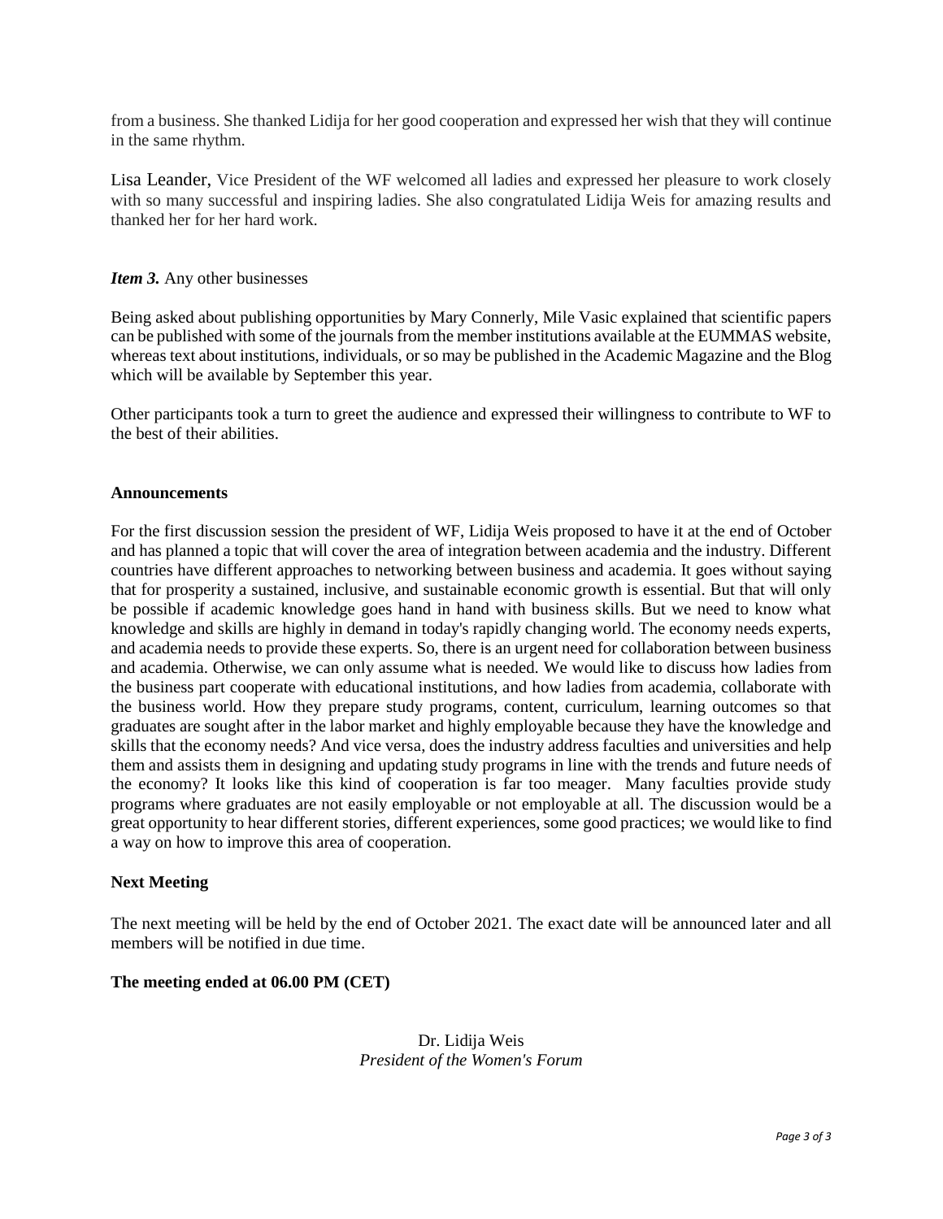from a business. She thanked Lidija for her good cooperation and expressed her wish that they will continue in the same rhythm.

Lisa Leander, Vice President of the WF welcomed all ladies and expressed her pleasure to work closely with so many successful and inspiring ladies. She also congratulated Lidija Weis for amazing results and thanked her for her hard work.

***Item 3.*** Any other businesses

Being asked about publishing opportunities by Mary Connerly, Mile Vasic explained that scientific papers can be published with some of the journals from the member institutions available at the EUMMAS website, whereas text about institutions, individuals, or so may be published in the Academic Magazine and the Blog which will be available by September this year.

Other participants took a turn to greet the audience and expressed their willingness to contribute to WF to the best of their abilities.

**Announcements**

For the first discussion session the president of WF, Lidija Weis proposed to have it at the end of October and has planned a topic that will cover the area of integration between academia and the industry. Different countries have different approaches to networking between business and academia. It goes without saying that for prosperity a sustained, inclusive, and sustainable economic growth is essential. But that will only be possible if academic knowledge goes hand in hand with business skills. But we need to know what knowledge and skills are highly in demand in today's rapidly changing world. The economy needs experts, and academia needs to provide these experts. So, there is an urgent need for collaboration between business and academia. Otherwise, we can only assume what is needed. We would like to discuss how ladies from the business part cooperate with educational institutions, and how ladies from academia, collaborate with the business world. How they prepare study programs, content, curriculum, learning outcomes so that graduates are sought after in the labor market and highly employable because they have the knowledge and skills that the economy needs? And vice versa, does the industry address faculties and universities and help them and assists them in designing and updating study programs in line with the trends and future needs of the economy? It looks like this kind of cooperation is far too meager. Many faculties provide study programs where graduates are not easily employable or not employable at all. The discussion would be a great opportunity to hear different stories, different experiences, some good practices; we would like to find a way on how to improve this area of cooperation.

**Next Meeting**

The next meeting will be held by the end of October 2021. The exact date will be announced later and all members will be notified in due time.

**The meeting ended at 06.00 PM (CET)**

Dr. Lidija Weis
*President of the Women's Forum*